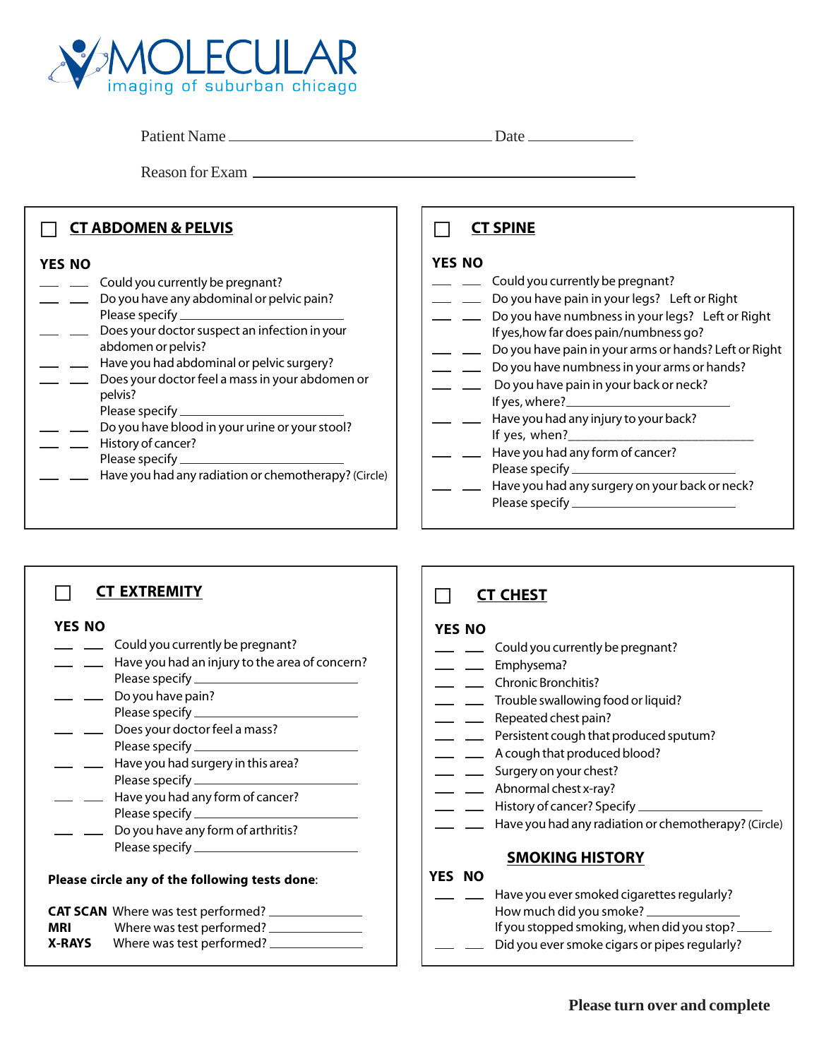# MOLECULAR
imaging of suburban chicago

Patient Name ______________________________ Date ____________

Reason for Exam ______________________________

## ☐ CT ABDOMEN & PELVIS

**YES NO**

___ ___ Could you currently be pregnant?
___ ___ Do you have any abdominal or pelvic pain?
Please specify ____________________
___ ___ Does your doctor suspect an infection in your abdomen or pelvis?
___ ___ Have you had abdominal or pelvic surgery?
___ ___ Does your doctor feel a mass in your abdomen or pelvis?
Please specify ____________________
___ ___ Do you have blood in your urine or your stool?
___ ___ History of cancer?
Please specify ____________________
___ ___ Have you had any radiation or chemotherapy? (Circle)

## ☐ CT SPINE

**YES NO**

___ ___ Could you currently be pregnant?
___ ___ Do you have pain in your legs? Left or Right
___ ___ Do you have numbness in your legs? Left or Right
If yes,how far does pain/numbness go?
___ ___ Do you have pain in your arms or hands? Left or Right
___ ___ Do you have numbness in your arms or hands?
___ ___ Do you have pain in your back or neck?
If yes, where?____________________
___ ___ Have you had any injury to your back?
If yes, when?____________________
___ ___ Have you had any form of cancer?
Please specify ____________________
___ ___ Have you had any surgery on your back or neck?
Please specify ____________________

## ☐ CT EXTREMITY

**YES NO**

___ ___ Could you currently be pregnant?
___ ___ Have you had an injury to the area of concern?
Please specify ____________________
___ ___ Do you have pain?
Please specify ____________________
___ ___ Does your doctor feel a mass?
Please specify ____________________
___ ___ Have you had surgery in this area?
Please specify ____________________
___ ___ Have you had any form of cancer?
Please specify ____________________
___ ___ Do you have any form of arthritis?
Please specify ____________________

**Please circle any of the following tests done**:

**CAT SCAN** Where was test performed? ____________
**MRI** Where was test performed? ____________
**X-RAYS** Where was test performed? ____________

## ☐ CT CHEST

**YES NO**

___ ___ Could you currently be pregnant?
___ ___ Emphysema?
___ ___ Chronic Bronchitis?
___ ___ Trouble swallowing food or liquid?
___ ___ Repeated chest pain?
___ ___ Persistent cough that produced sputum?
___ ___ A cough that produced blood?
___ ___ Surgery on your chest?
___ ___ Abnormal chest x-ray?
___ ___ History of cancer? Specify ____________________
___ ___ Have you had any radiation or chemotherapy? (Circle)

### SMOKING HISTORY

**YES NO**

___ ___ Have you ever smoked cigarettes regularly?
How much did you smoke? ____________
If you stopped smoking, when did you stop? ______
___ ___ Did you ever smoke cigars or pipes regularly?

**Please turn over and complete**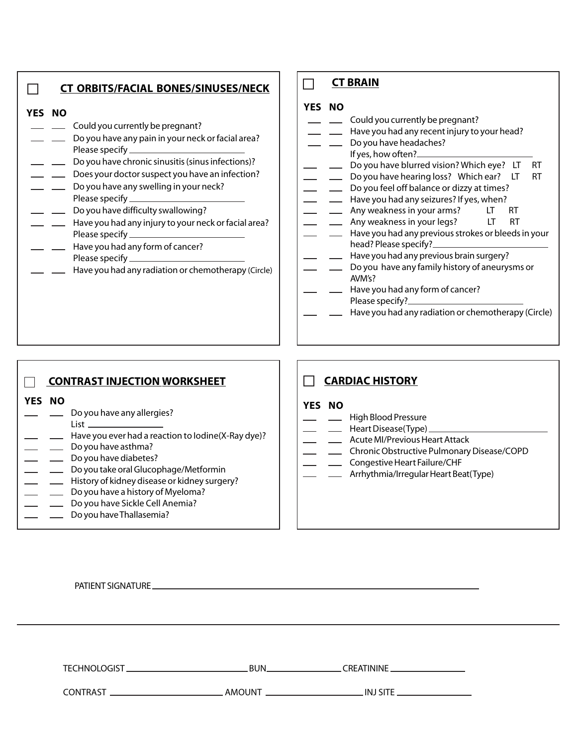## ☐ CT ORBITS/FACIAL BONES/SINUSES/NECK

| YES | NO | |
|---|---|---|
| ___ | ___ | Could you currently be pregnant? |
| ___ | ___ | Do you have any pain in your neck or facial area? Please specify ________ |
| ___ | ___ | Do you have chronic sinusitis (sinus infections)? |
| ___ | ___ | Does your doctor suspect you have an infection? |
| ___ | ___ | Do you have any swelling in your neck? Please specify ________ |
| ___ | ___ | Do you have difficulty swallowing? |
| ___ | ___ | Have you had any injury to your neck or facial area? Please specify ________ |
| ___ | ___ | Have you had any form of cancer? Please specify ________ |
| ___ | ___ | Have you had any radiation or chemotherapy (Circle) |

## ☐ CT BRAIN

| YES | NO | |
|---|---|---|
| ___ | ___ | Could you currently be pregnant? |
| ___ | ___ | Have you had any recent injury to your head? |
| ___ | ___ | Do you have headaches? If yes, how often?________ |
| ___ | ___ | Do you have blurred vision? Which eye? LT RT |
| ___ | ___ | Do you have hearing loss? Which ear? LT RT |
| ___ | ___ | Do you feel off balance or dizzy at times? |
| ___ | ___ | Have you had any seizures? If yes, when? |
| ___ | ___ | Any weakness in your arms? LT RT |
| ___ | ___ | Any weakness in your legs? LT RT |
| ___ | ___ | Have you had any previous strokes or bleeds in your head? Please specify?________ |
| ___ | ___ | Have you had any previous brain surgery? |
| ___ | ___ | Do you have any family history of aneurysms or AVM's? |
| ___ | ___ | Have you had any form of cancer? Please specify?________ |
| ___ | ___ | Have you had any radiation or chemotherapy (Circle) |

## ☐ CONTRAST INJECTION WORKSHEET

| YES | NO | |
|---|---|---|
| ___ | ___ | Do you have any allergies? List ________ |
| ___ | ___ | Have you ever had a reaction to Iodine(X-Ray dye)? |
| ___ | ___ | Do you have asthma? |
| ___ | ___ | Do you have diabetes? |
| ___ | ___ | Do you take oral Glucophage/Metformin |
| ___ | ___ | History of kidney disease or kidney surgery? |
| ___ | ___ | Do you have a history of Myeloma? |
| ___ | ___ | Do you have Sickle Cell Anemia? |
| ___ | ___ | Do you have Thallasemia? |

## ☐ CARDIAC HISTORY

| YES | NO | |
|---|---|---|
| ___ | ___ | High Blood Pressure |
| ___ | ___ | Heart Disease(Type) ________ |
| ___ | ___ | Acute MI/Previous Heart Attack |
| ___ | ___ | Chronic Obstructive Pulmonary Disease/COPD |
| ___ | ___ | Congestive Heart Failure/CHF |
| ___ | ___ | Arrhythmia/Irregular Heart Beat(Type) |

PATIENT SIGNATURE ________________________________

---

TECHNOLOGIST ________________ BUN ____________ CREATININE ____________

CONTRAST ________________ AMOUNT ________________ INJ SITE ____________